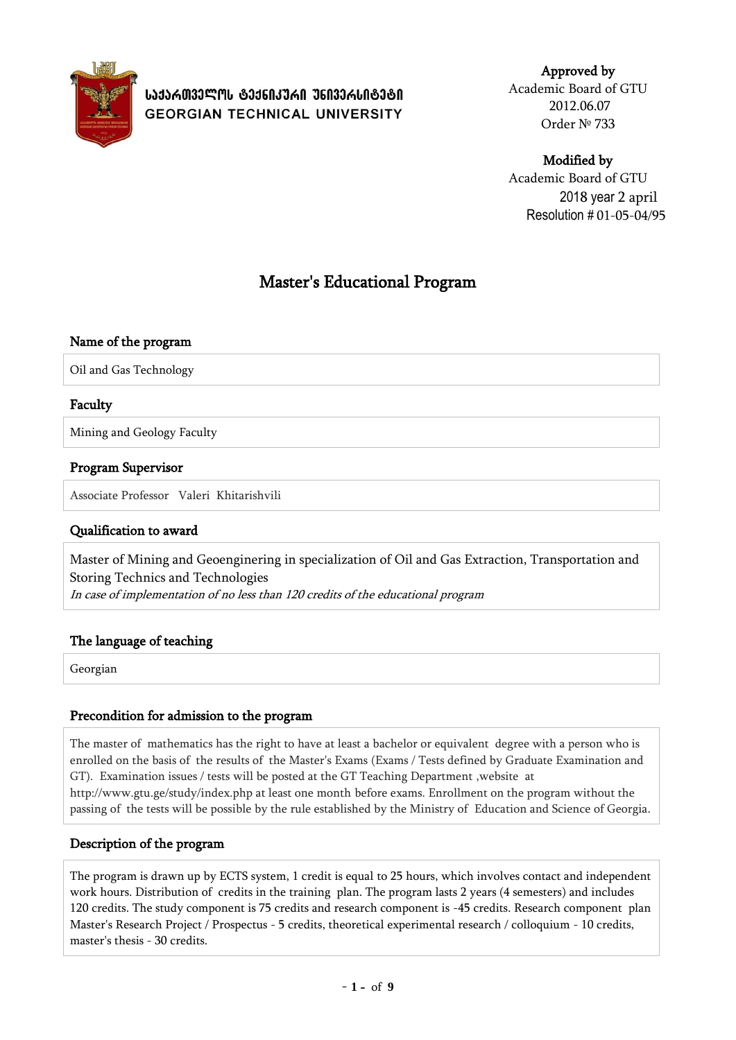საქართველოს ტექნიკური უნივერსიტეტი
GEORGIAN TECHNICAL UNIVERSITY

**Approved by**
Academic Board of GTU
2012.06.07
Order № 733

**Modified by**
Academic Board of GTU
2018 year 2 april
Resolution # 01-05-04/95

# Master's Educational Program

## Name of the program

Oil and Gas Technology

## Faculty

Mining and Geology Faculty

## Program Supervisor

Associate Professor Valeri Khitarishvili

## Qualification to award

Master of Mining and Geoenginering in specialization of Oil and Gas Extraction, Transportation and Storing Technics and Technologies
*In case of implementation of no less than 120 credits of the educational program*

## The language of teaching

Georgian

## Precondition for admission to the program

The master of mathematics has the right to have at least a bachelor or equivalent degree with a person who is enrolled on the basis of the results of the Master's Exams (Exams / Tests defined by Graduate Examination and GT). Examination issues / tests will be posted at the GT Teaching Department ,website at http://www.gtu.ge/study/index.php at least one month before exams. Enrollment on the program without the passing of the tests will be possible by the rule established by the Ministry of Education and Science of Georgia.

## Description of the program

The program is drawn up by ECTS system, 1 credit is equal to 25 hours, which involves contact and independent work hours. Distribution of credits in the training plan. The program lasts 2 years (4 semesters) and includes 120 credits. The study component is 75 credits and research component is -45 credits. Research component plan Master's Research Project / Prospectus - 5 credits, theoretical experimental research / colloquium - 10 credits, master's thesis - 30 credits.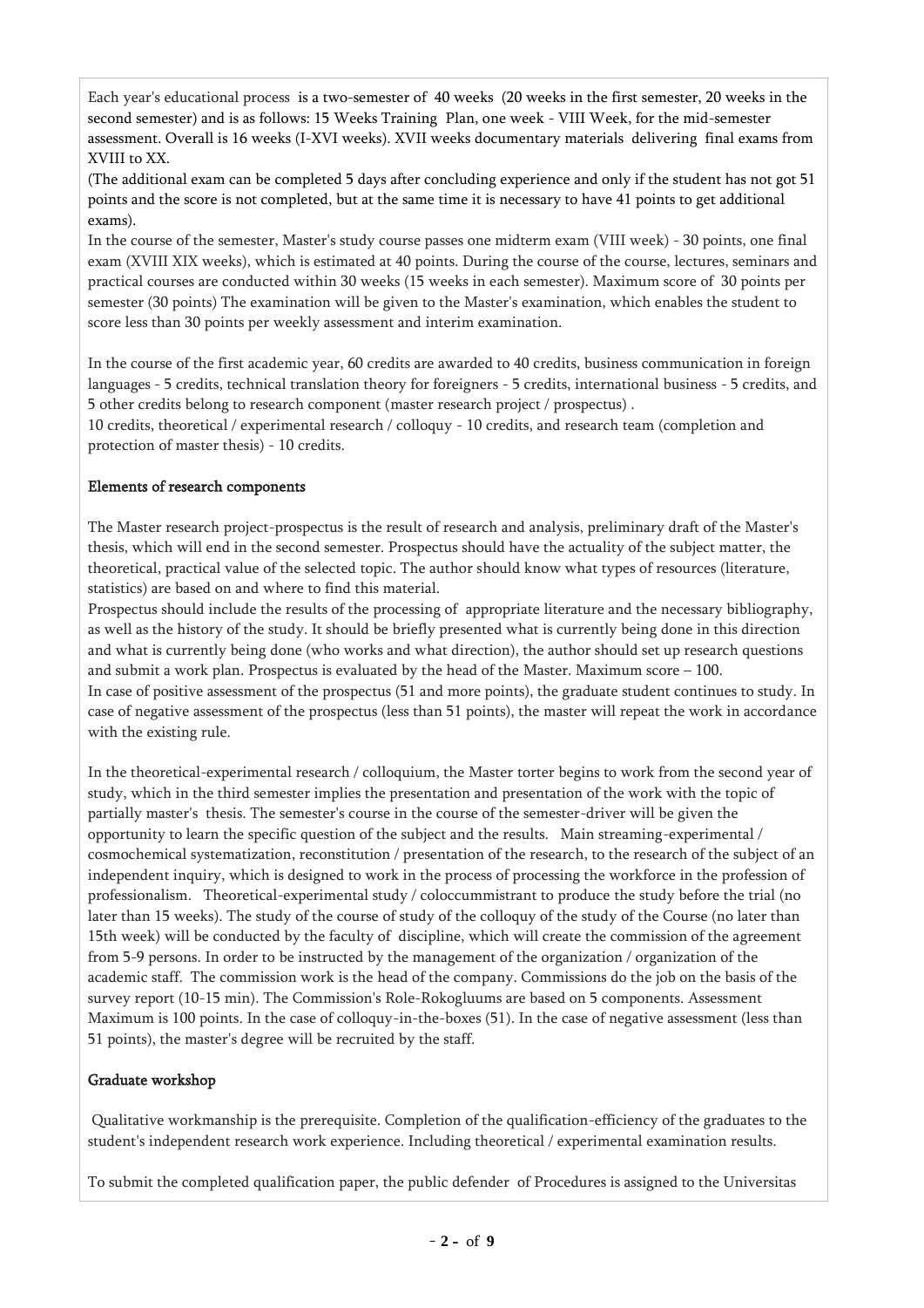Each year's educational process is a two-semester of 40 weeks (20 weeks in the first semester, 20 weeks in the second semester) and is as follows: 15 Weeks Training Plan, one week - VIII Week, for the mid-semester assessment. Overall is 16 weeks (I-XVI weeks). XVII weeks documentary materials delivering final exams from XVIII to XX.

(The additional exam can be completed 5 days after concluding experience and only if the student has not got 51 points and the score is not completed, but at the same time it is necessary to have 41 points to get additional exams).

In the course of the semester, Master's study course passes one midterm exam (VIII week) - 30 points, one final exam (XVIII XIX weeks), which is estimated at 40 points. During the course of the course, lectures, seminars and practical courses are conducted within 30 weeks (15 weeks in each semester). Maximum score of 30 points per semester (30 points) The examination will be given to the Master's examination, which enables the student to score less than 30 points per weekly assessment and interim examination.

In the course of the first academic year, 60 credits are awarded to 40 credits, business communication in foreign languages - 5 credits, technical translation theory for foreigners - 5 credits, international business - 5 credits, and 5 other credits belong to research component (master research project / prospectus) .

10 credits, theoretical / experimental research / colloquy - 10 credits, and research team (completion and protection of master thesis) - 10 credits.

## Elements of research components

The Master research project-prospectus is the result of research and analysis, preliminary draft of the Master's thesis, which will end in the second semester. Prospectus should have the actuality of the subject matter, the theoretical, practical value of the selected topic. The author should know what types of resources (literature, statistics) are based on and where to find this material.

Prospectus should include the results of the processing of appropriate literature and the necessary bibliography, as well as the history of the study. It should be briefly presented what is currently being done in this direction and what is currently being done (who works and what direction), the author should set up research questions and submit a work plan. Prospectus is evaluated by the head of the Master. Maximum score – 100.

In case of positive assessment of the prospectus (51 and more points), the graduate student continues to study. In case of negative assessment of the prospectus (less than 51 points), the master will repeat the work in accordance with the existing rule.

In the theoretical-experimental research / colloquium, the Master torter begins to work from the second year of study, which in the third semester implies the presentation and presentation of the work with the topic of partially master's thesis. The semester's course in the course of the semester-driver will be given the opportunity to learn the specific question of the subject and the results. Main streaming-experimental / cosmochemical systematization, reconstitution / presentation of the research, to the research of the subject of an independent inquiry, which is designed to work in the process of processing the workforce in the profession of professionalism. Theoretical-experimental study / coloccummistrant to produce the study before the trial (no later than 15 weeks). The study of the course of study of the colloquy of the study of the Course (no later than 15th week) will be conducted by the faculty of discipline, which will create the commission of the agreement from 5-9 persons. In order to be instructed by the management of the organization / organization of the academic staff. The commission work is the head of the company. Commissions do the job on the basis of the survey report (10-15 min). The Commission's Role-Rokogluums are based on 5 components. Assessment Maximum is 100 points. In the case of colloquy-in-the-boxes (51). In the case of negative assessment (less than 51 points), the master's degree will be recruited by the staff.

## Graduate workshop

Qualitative workmanship is the prerequisite. Completion of the qualification-efficiency of the graduates to the student's independent research work experience. Including theoretical / experimental examination results.

To submit the completed qualification paper, the public defender of Procedures is assigned to the Universitas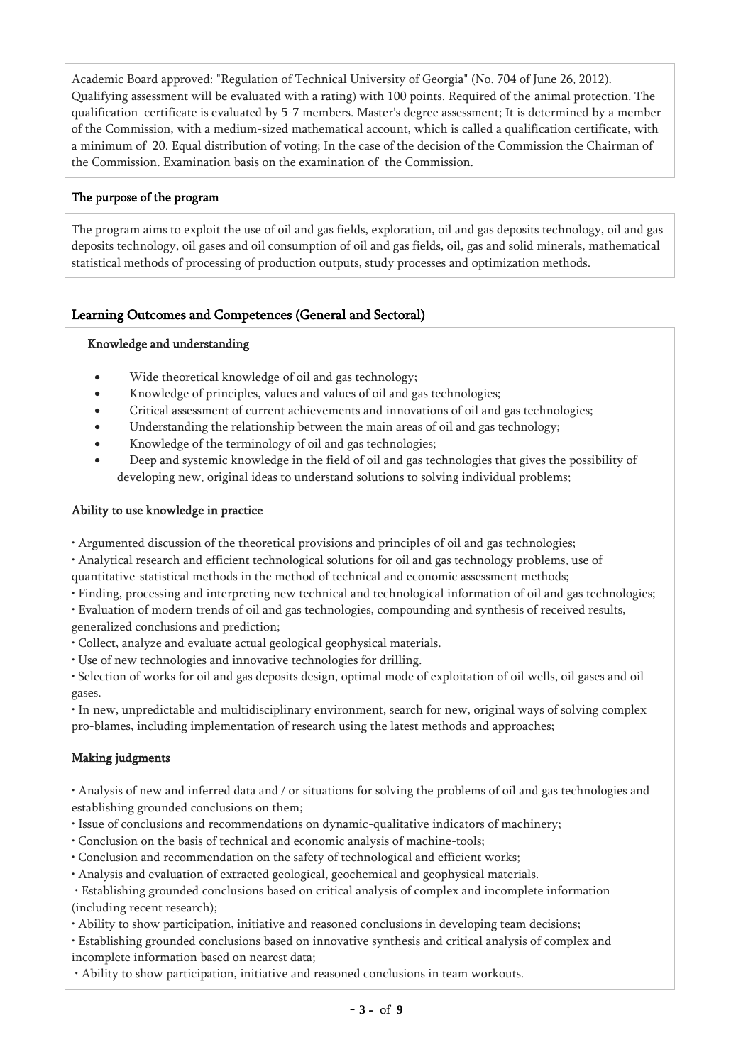Academic Board approved: "Regulation of Technical University of Georgia" (No. 704 of June 26, 2012). Qualifying assessment will be evaluated with a rating) with 100 points. Required of the animal protection. The qualification certificate is evaluated by 5-7 members. Master's degree assessment; It is determined by a member of the Commission, with a medium-sized mathematical account, which is called a qualification certificate, with a minimum of 20. Equal distribution of voting; In the case of the decision of the Commission the Chairman of the Commission. Examination basis on the examination of the Commission.

### The purpose of the program

The program aims to exploit the use of oil and gas fields, exploration, oil and gas deposits technology, oil and gas deposits technology, oil gases and oil consumption of oil and gas fields, oil, gas and solid minerals, mathematical statistical methods of processing of production outputs, study processes and optimization methods.

## Learning Outcomes and Competences (General and Sectoral)

### Knowledge and understanding

- Wide theoretical knowledge of oil and gas technology;
- Knowledge of principles, values and values of oil and gas technologies;
- Critical assessment of current achievements and innovations of oil and gas technologies;
- Understanding the relationship between the main areas of oil and gas technology;
- Knowledge of the terminology of oil and gas technologies;
- Deep and systemic knowledge in the field of oil and gas technologies that gives the possibility of developing new, original ideas to understand solutions to solving individual problems;

### Ability to use knowledge in practice

- Argumented discussion of the theoretical provisions and principles of oil and gas technologies;
- Analytical research and efficient technological solutions for oil and gas technology problems, use of quantitative-statistical methods in the method of technical and economic assessment methods;
- Finding, processing and interpreting new technical and technological information of oil and gas technologies;
- Evaluation of modern trends of oil and gas technologies, compounding and synthesis of received results, generalized conclusions and prediction;
- Collect, analyze and evaluate actual geological geophysical materials.
- Use of new technologies and innovative technologies for drilling.
- Selection of works for oil and gas deposits design, optimal mode of exploitation of oil wells, oil gases and oil gases.
- In new, unpredictable and multidisciplinary environment, search for new, original ways of solving complex pro-blames, including implementation of research using the latest methods and approaches;

### Making judgments

- Analysis of new and inferred data and / or situations for solving the problems of oil and gas technologies and establishing grounded conclusions on them;
- Issue of conclusions and recommendations on dynamic-qualitative indicators of machinery;
- Conclusion on the basis of technical and economic analysis of machine-tools;
- Conclusion and recommendation on the safety of technological and efficient works;
- Analysis and evaluation of extracted geological, geochemical and geophysical materials.
- Establishing grounded conclusions based on critical analysis of complex and incomplete information (including recent research);
- Ability to show participation, initiative and reasoned conclusions in developing team decisions;
- Establishing grounded conclusions based on innovative synthesis and critical analysis of complex and incomplete information based on nearest data;
- Ability to show participation, initiative and reasoned conclusions in team workouts.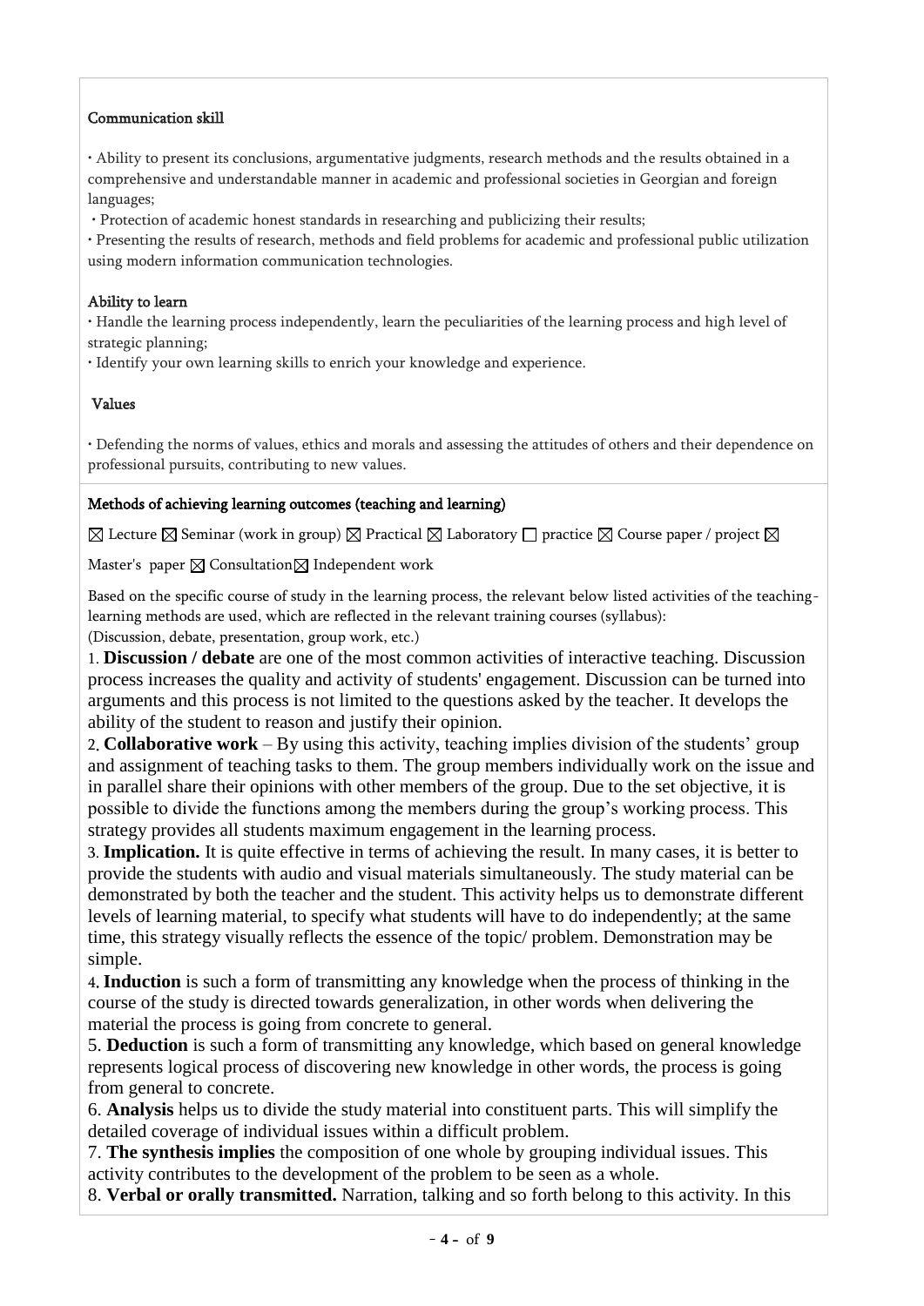### Communication skill

• Ability to present its conclusions, argumentative judgments, research methods and the results obtained in a comprehensive and understandable manner in academic and professional societies in Georgian and foreign languages;

• Protection of academic honest standards in researching and publicizing their results;

• Presenting the results of research, methods and field problems for academic and professional public utilization using modern information communication technologies.

### Ability to learn

• Handle the learning process independently, learn the peculiarities of the learning process and high level of strategic planning;

• Identify your own learning skills to enrich your knowledge and experience.

### Values

• Defending the norms of values, ethics and morals and assessing the attitudes of others and their dependence on professional pursuits, contributing to new values.

### Methods of achieving learning outcomes (teaching and learning)

☒ Lecture ☒ Seminar (work in group) ☒ Practical ☒ Laboratory ☐ practice ☒ Course paper / project ☒ Master's paper ☒ Consultation ☒ Independent work

Based on the specific course of study in the learning process, the relevant below listed activities of the teaching-learning methods are used, which are reflected in the relevant training courses (syllabus):
(Discussion, debate, presentation, group work, etc.)

1. **Discussion / debate** are one of the most common activities of interactive teaching. Discussion process increases the quality and activity of students' engagement. Discussion can be turned into arguments and this process is not limited to the questions asked by the teacher. It develops the ability of the student to reason and justify their opinion.
2. **Collaborative work** – By using this activity, teaching implies division of the students' group and assignment of teaching tasks to them. The group members individually work on the issue and in parallel share their opinions with other members of the group. Due to the set objective, it is possible to divide the functions among the members during the group's working process. This strategy provides all students maximum engagement in the learning process.
3. **Implication.** It is quite effective in terms of achieving the result. In many cases, it is better to provide the students with audio and visual materials simultaneously. The study material can be demonstrated by both the teacher and the student. This activity helps us to demonstrate different levels of learning material, to specify what students will have to do independently; at the same time, this strategy visually reflects the essence of the topic/ problem. Demonstration may be simple.
4. **Induction** is such a form of transmitting any knowledge when the process of thinking in the course of the study is directed towards generalization, in other words when delivering the material the process is going from concrete to general.
5. **Deduction** is such a form of transmitting any knowledge, which based on general knowledge represents logical process of discovering new knowledge in other words, the process is going from general to concrete.
6. **Analysis** helps us to divide the study material into constituent parts. This will simplify the detailed coverage of individual issues within a difficult problem.
7. **The synthesis implies** the composition of one whole by grouping individual issues. This activity contributes to the development of the problem to be seen as a whole.
8. **Verbal or orally transmitted.** Narration, talking and so forth belong to this activity. In this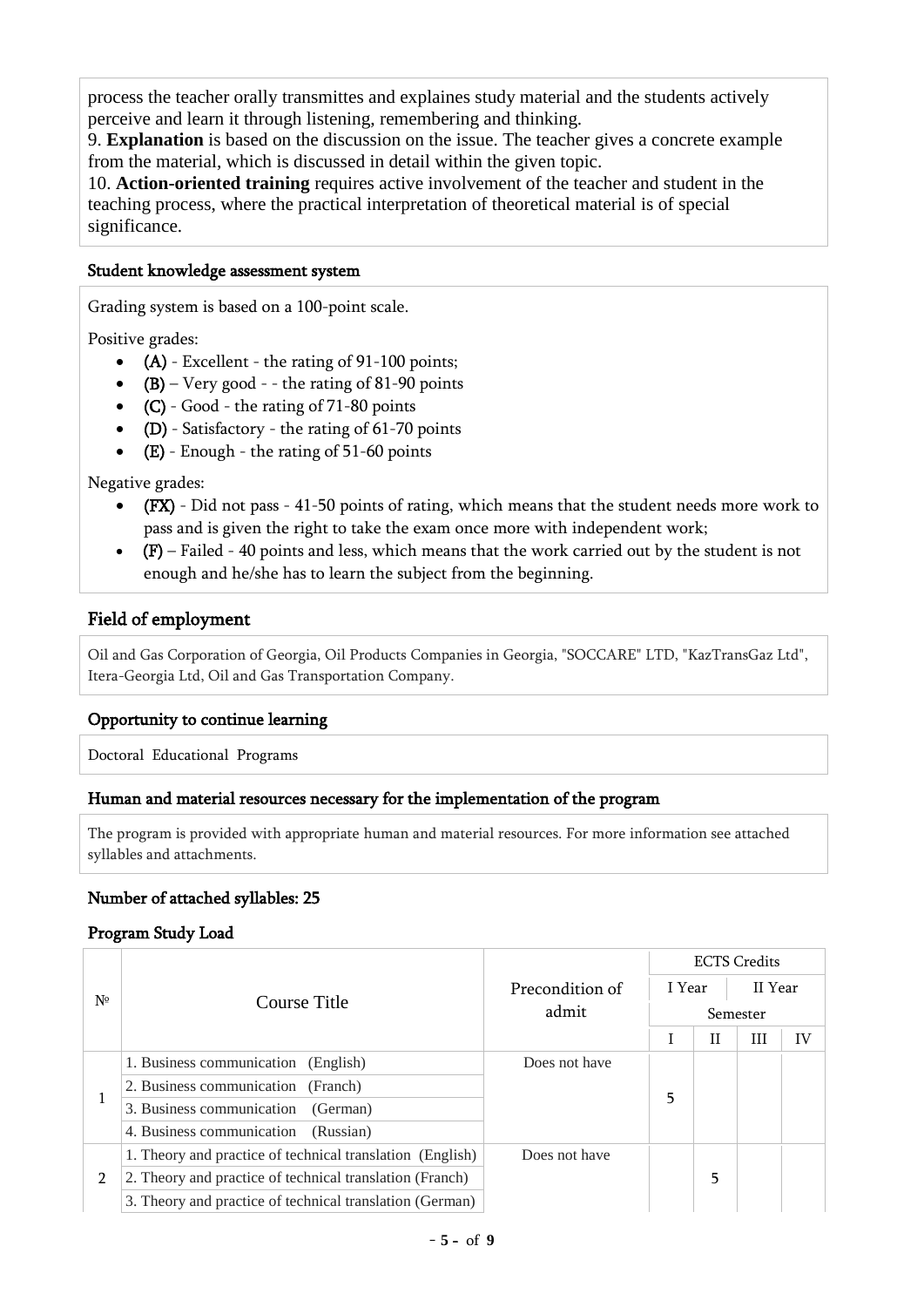process the teacher orally transmittes and explaines study material and the students actively perceive and learn it through listening, remembering and thinking.

9. **Explanation** is based on the discussion on the issue. The teacher gives a concrete example from the material, which is discussed in detail within the given topic.

10. **Action-oriented training** requires active involvement of the teacher and student in the teaching process, where the practical interpretation of theoretical material is of special significance.

### Student knowledge assessment system

Grading system is based on a 100-point scale.

Positive grades:

- (A) - Excellent - the rating of 91-100 points;
- (B) – Very good - - the rating of 81-90 points
- (C) - Good - the rating of 71-80 points
- (D) - Satisfactory - the rating of 61-70 points
- (E) - Enough - the rating of 51-60 points

Negative grades:

- (FX) - Did not pass - 41-50 points of rating, which means that the student needs more work to pass and is given the right to take the exam once more with independent work;
- (F) – Failed - 40 points and less, which means that the work carried out by the student is not enough and he/she has to learn the subject from the beginning.

## Field of employment

Oil and Gas Corporation of Georgia, Oil Products Companies in Georgia, "SOCCARE" LTD, "KazTransGaz Ltd", Itera-Georgia Ltd, Oil and Gas Transportation Company.

### Opportunity to continue learning

Doctoral Educational Programs

### Human and material resources necessary for the implementation of the program

The program is provided with appropriate human and material resources. For more information see attached syllables and attachments.

### Number of attached syllables: 25

### Program Study Load

| № | Course Title | Precondition of admit | ECTS Credits | | | |
|---|---|---|---|---|---|---|
| | | | I Year | | II Year | |
| | | | Semester | | | |
| | | | I | II | III | IV |
| 1 | 1. Business communication (English)<br>2. Business communication (Franch)<br>3. Business communication (German)<br>4. Business communication (Russian) | Does not have | 5 | | | |
| 2 | 1. Theory and practice of technical translation (English)<br>2. Theory and practice of technical translation (Franch)<br>3. Theory and practice of technical translation (German) | Does not have | | 5 | | |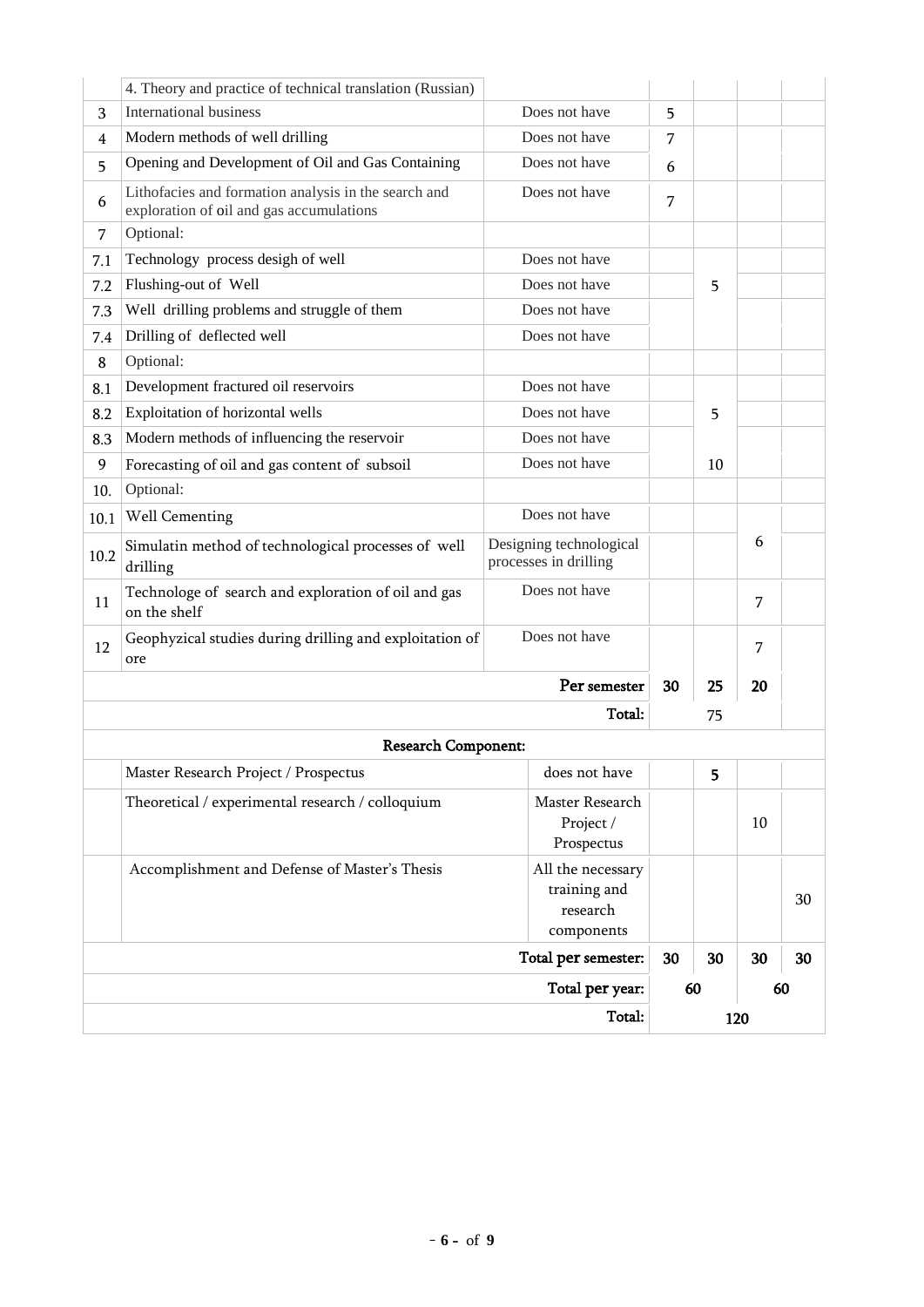| | | | | | | |
|---|---|---|---|---|---|---|
| | 4. Theory and practice of technical translation (Russian) | | | | | |
| 3 | International business | Does not have | 5 | | | |
| 4 | Modern methods of well drilling | Does not have | 7 | | | |
| 5 | Opening and Development of Oil and Gas Containing | Does not have | 6 | | | |
| 6 | Lithofacies and formation analysis in the search and exploration of oil and gas accumulations | Does not have | 7 | | | |
| 7 | Optional: | | | | | |
| 7.1 | Technology process desigh of well | Does not have | | | | |
| 7.2 | Flushing-out of Well | Does not have | | 5 | | |
| 7.3 | Well drilling problems and struggle of them | Does not have | | | | |
| 7.4 | Drilling of deflected well | Does not have | | | | |
| 8 | Optional: | | | | | |
| 8.1 | Development fractured oil reservoirs | Does not have | | | | |
| 8.2 | Exploitation of horizontal wells | Does not have | | 5 | | |
| 8.3 | Modern methods of influencing the reservoir | Does not have | | | | |
| 9 | Forecasting of oil and gas content of subsoil | Does not have | | 10 | | |
| 10. | Optional: | | | | | |
| 10.1 | Well Cementing | Does not have | | | 6 | |
| 10.2 | Simulatin method of technological processes of well drilling | Designing technological processes in drilling | | | | |
| 11 | Technologe of search and exploration of oil and gas on the shelf | Does not have | | | 7 | |
| 12 | Geophyzical studies during drilling and exploitation of ore | Does not have | | | 7 | |
| | | Per semester | 30 | 25 | 20 | |
| | | Total: | 75 | | | |
| | **Research Component:** | | | | | |
| | Master Research Project / Prospectus | does not have | | 5 | | |
| | Theoretical / experimental research / colloquium | Master Research Project / Prospectus | | | 10 | |
| | Accomplishment and Defense of Master's Thesis | All the necessary training and research components | | | | 30 |
| | | Total per semester: | 30 | 30 | 30 | 30 |
| | | Total per year: | 60 | | 60 | |
| | | Total: | 120 | | | |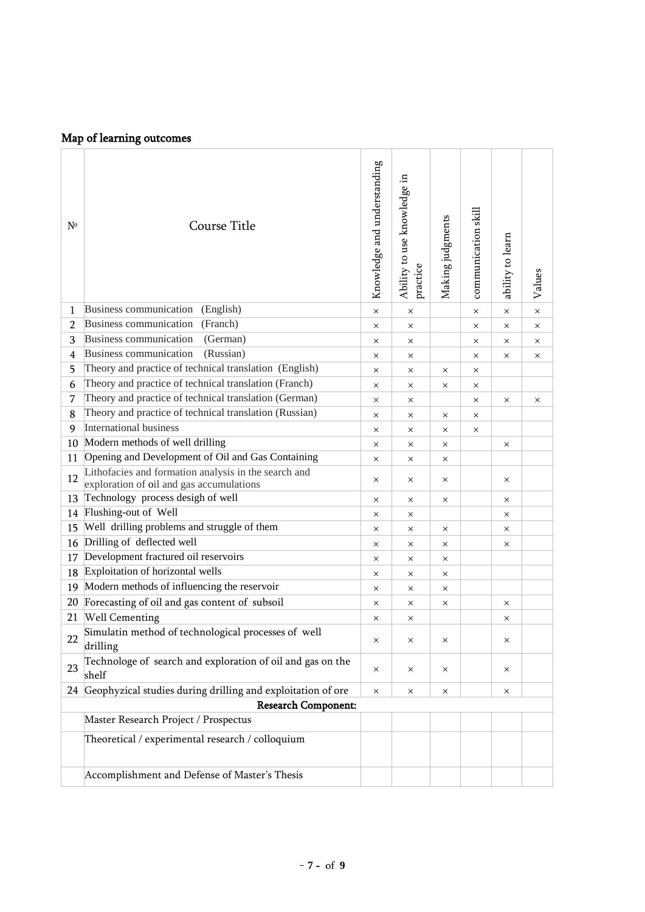## Map of learning outcomes

| № | Course Title | Knowledge and understanding | Ability to use knowledge in practice | Making judgments | communication skill | ability to learn | Values |
|---|---|---|---|---|---|---|---|
| 1 | Business communication (English) | × | × | | × | × | × |
| 2 | Business communication (Franch) | × | × | | × | × | × |
| 3 | Business communication (German) | × | × | | × | × | × |
| 4 | Business communication (Russian) | × | × | | × | × | × |
| 5 | Theory and practice of technical translation (English) | × | × | × | × | | |
| 6 | Theory and practice of technical translation (Franch) | × | × | × | × | | |
| 7 | Theory and practice of technical translation (German) | × | × | | × | × | × |
| 8 | Theory and practice of technical translation (Russian) | × | × | × | × | | |
| 9 | International business | × | × | × | × | | |
| 10 | Modern methods of well drilling | × | × | × | | × | |
| 11 | Opening and Development of Oil and Gas Containing | × | × | × | | | |
| 12 | Lithofacies and formation analysis in the search and exploration of oil and gas accumulations | × | × | × | | × | |
| 13 | Technology process desigh of well | × | × | × | | × | |
| 14 | Flushing-out of Well | × | × | | | × | |
| 15 | Well drilling problems and struggle of them | × | × | × | | × | |
| 16 | Drilling of deflected well | × | × | × | | × | |
| 17 | Development fractured oil reservoirs | × | × | × | | | |
| 18 | Exploitation of horizontal wells | × | × | × | | | |
| 19 | Modern methods of influencing the reservoir | × | × | × | | | |
| 20 | Forecasting of oil and gas content of subsoil | × | × | × | | × | |
| 21 | Well Cementing | × | × | | | × | |
| 22 | Simulatin method of technological processes of well drilling | × | × | × | | × | |
| 23 | Technologe of search and exploration of oil and gas on the shelf | × | × | × | | × | |
| 24 | Geophyzical studies during drilling and exploitation of ore | × | × | × | | × | |
| | **Research Component:** | | | | | | |
| | Master Research Project / Prospectus | | | | | | |
| | Theoretical / experimental research / colloquium | | | | | | |
| | Accomplishment and Defense of Master's Thesis | | | | | | |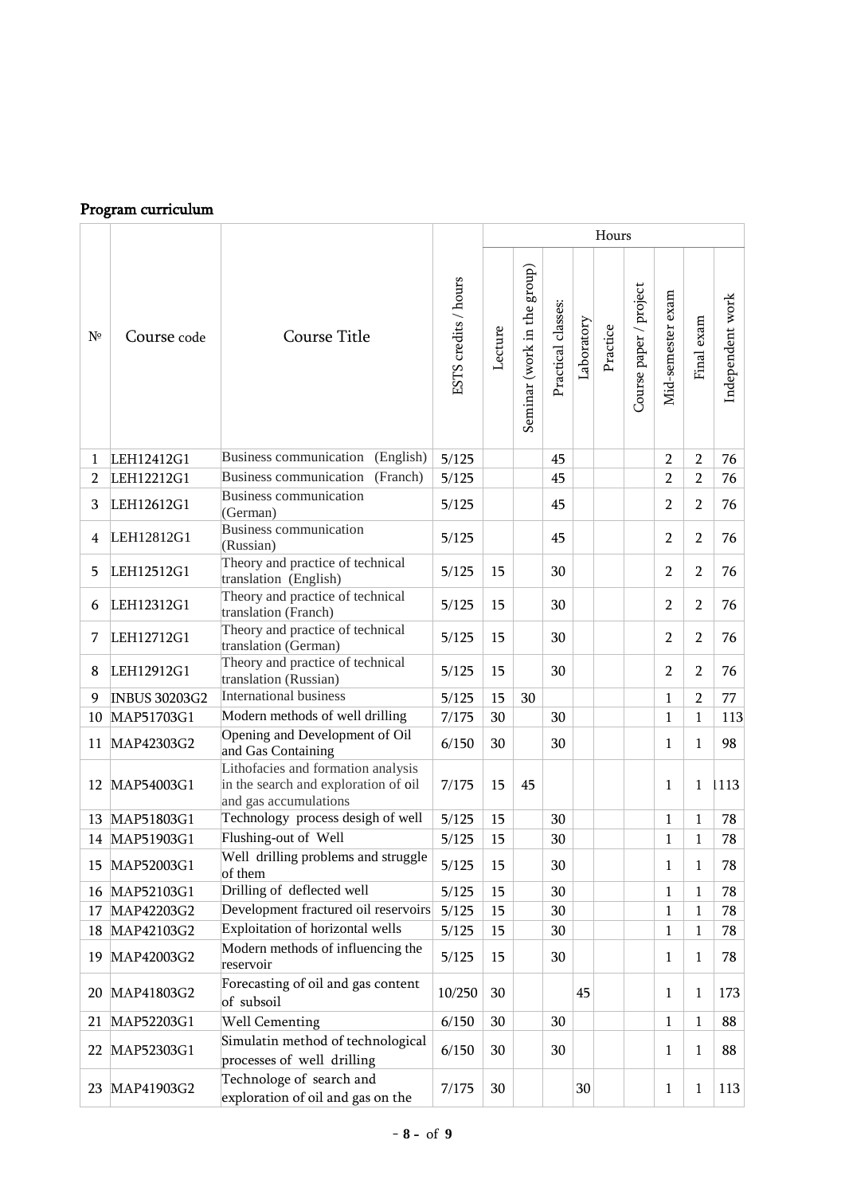## Program curriculum

| № | Course code | Course Title | ESTS credits / hours | Hours | | | | | | | | |
|---|---|---|---|---|---|---|---|---|---|---|---|---|
| | | | | Lecture | Seminar (work in the group) | Practical classes: | Laboratory | Practice | Course paper / project | Mid-semester exam | Final exam | Independent work |
| 1 | LEH12412G1 | Business communication (English) | 5/125 | | | 45 | | | | 2 | 2 | 76 |
| 2 | LEH12212G1 | Business communication (Franch) | 5/125 | | | 45 | | | | 2 | 2 | 76 |
| 3 | LEH12612G1 | Business communication (German) | 5/125 | | | 45 | | | | 2 | 2 | 76 |
| 4 | LEH12812G1 | Business communication (Russian) | 5/125 | | | 45 | | | | 2 | 2 | 76 |
| 5 | LEH12512G1 | Theory and practice of technical translation (English) | 5/125 | 15 | | 30 | | | | 2 | 2 | 76 |
| 6 | LEH12312G1 | Theory and practice of technical translation (Franch) | 5/125 | 15 | | 30 | | | | 2 | 2 | 76 |
| 7 | LEH12712G1 | Theory and practice of technical translation (German) | 5/125 | 15 | | 30 | | | | 2 | 2 | 76 |
| 8 | LEH12912G1 | Theory and practice of technical translation (Russian) | 5/125 | 15 | | 30 | | | | 2 | 2 | 76 |
| 9 | INBUS 30203G2 | International business | 5/125 | 15 | 30 | | | | | 1 | 2 | 77 |
| 10 | MAP51703G1 | Modern methods of well drilling | 7/175 | 30 | | 30 | | | | 1 | 1 | 113 |
| 11 | MAP42303G2 | Opening and Development of Oil and Gas Containing | 6/150 | 30 | | 30 | | | | 1 | 1 | 98 |
| 12 | MAP54003G1 | Lithofacies and formation analysis in the search and exploration of oil and gas accumulations | 7/175 | 15 | 45 | | | | | 1 | 1 | 1113 |
| 13 | MAP51803G1 | Technology process desigh of well | 5/125 | 15 | | 30 | | | | 1 | 1 | 78 |
| 14 | MAP51903G1 | Flushing-out of Well | 5/125 | 15 | | 30 | | | | 1 | 1 | 78 |
| 15 | MAP52003G1 | Well drilling problems and struggle of them | 5/125 | 15 | | 30 | | | | 1 | 1 | 78 |
| 16 | MAP52103G1 | Drilling of deflected well | 5/125 | 15 | | 30 | | | | 1 | 1 | 78 |
| 17 | MAP42203G2 | Development fractured oil reservoirs | 5/125 | 15 | | 30 | | | | 1 | 1 | 78 |
| 18 | MAP42103G2 | Exploitation of horizontal wells | 5/125 | 15 | | 30 | | | | 1 | 1 | 78 |
| 19 | MAP42003G2 | Modern methods of influencing the reservoir | 5/125 | 15 | | 30 | | | | 1 | 1 | 78 |
| 20 | MAP41803G2 | Forecasting of oil and gas content of subsoil | 10/250 | 30 | | | 45 | | | 1 | 1 | 173 |
| 21 | MAP52203G1 | Well Cementing | 6/150 | 30 | | 30 | | | | 1 | 1 | 88 |
| 22 | MAP52303G1 | Simulatin method of technological processes of well drilling | 6/150 | 30 | | 30 | | | | 1 | 1 | 88 |
| 23 | MAP41903G2 | Technologe of search and exploration of oil and gas on the | 7/175 | 30 | | | 30 | | | 1 | 1 | 113 |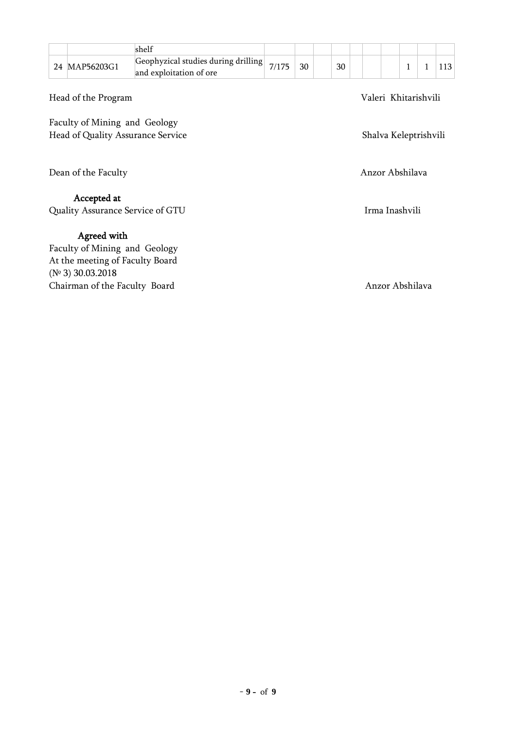| | | | | | | | | | | | | | |
|---|---|---|---|---|---|---|---|---|---|---|---|---|---|
| | | shelf | | | | | | | | | | | |
| 24 | MAP56203G1 | Geophyzical studies during drilling and exploitation of ore | 7/175 | 30 | | 30 | | | | | 1 | 1 | 113 |

Head of the Program Valeri Khitarishvili

Faculty of Mining and Geology
Head of Quality Assurance Service Shalva Keleptrishvili

Dean of the Faculty Anzor Abshilava

**Accepted at**
Quality Assurance Service of GTU Irma Inashvili

**Agreed with**
Faculty of Mining and Geology
At the meeting of Faculty Board
(№ 3) 30.03.2018
Chairman of the Faculty Board Anzor Abshilava